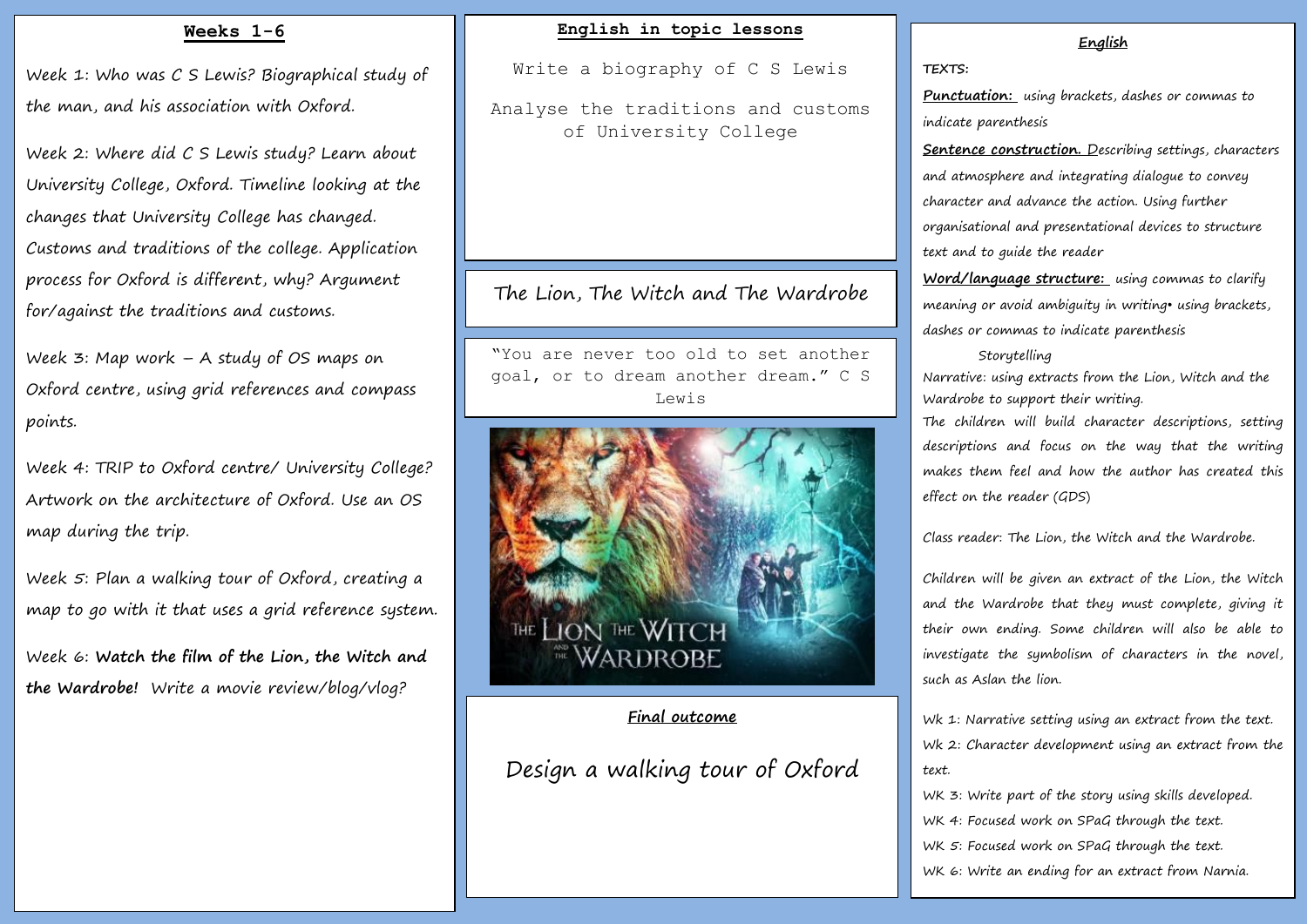## Weeks 1-6

Week 1: Who was C S Lewis? Biographical study of the man, and his association with Oxford.

Week 2: Where did C S Lewis study? Learn about University College, Oxford. Timeline looking at the changes that University College has changed. Customs and traditions of the college. Application process for Oxford is different, why? Argument for/against the traditions and customs.

Week 3: Map work – A study of OS maps on Oxford centre, using grid references and compass points.

Week 4: TRIP to Oxford centre/ University College? Artwork on the architecture of Oxford. Use an OS map during the trip.

Week 5: Plan a walking tour of Oxford, creating a map to go with it that uses a grid reference system.

Week 6: **Watch the film of the Lion, the Witch and the Wardrobe!** Write a movie review/blog/vlog?

## English in topic lessons

Write a biography of C S Lewis

Analyse the traditions and customs of University College

## The Lion, The Witch and The Wardrobe

"You are never too old to set another goal, or to dream another dream." C S Lewis

## Final outcome

Design a walking tour of Oxford

## English

TEXTS:

**Punctuation:** using brackets, dashes or commas to indicate parenthesis

**Sentence construction.** Describing settings, characters and atmosphere and integrating dialogue to convey character and advance the action. Using further organisational and presentational devices to structure text and to guide the reader

**Word/language structure:** using commas to clarify meaning or avoid ambiguity in writing• using brackets, dashes or commas to indicate parenthesis

Storytelling

Narrative: using extracts from the Lion, Witch and the Wardrobe to support their writing.

The children will build character descriptions, setting descriptions and focus on the way that the writing makes them feel and how the author has created this effect on the reader (GDS)

Class reader: The Lion, the Witch and the Wardrobe.

Children will be given an extract of the Lion, the Witch and the Wardrobe that they must complete, giving it their own ending. Some children will also be able to investigate the symbolism of characters in the novel, such as Aslan the lion.

Wk 1: Narrative setting using an extract from the text.
Wk 2: Character development using an extract from the text.
WK 3: Write part of the story using skills developed.
WK 4: Focused work on SPaG through the text.
WK 5: Focused work on SPaG through the text.
WK 6: Write an ending for an extract from Narnia.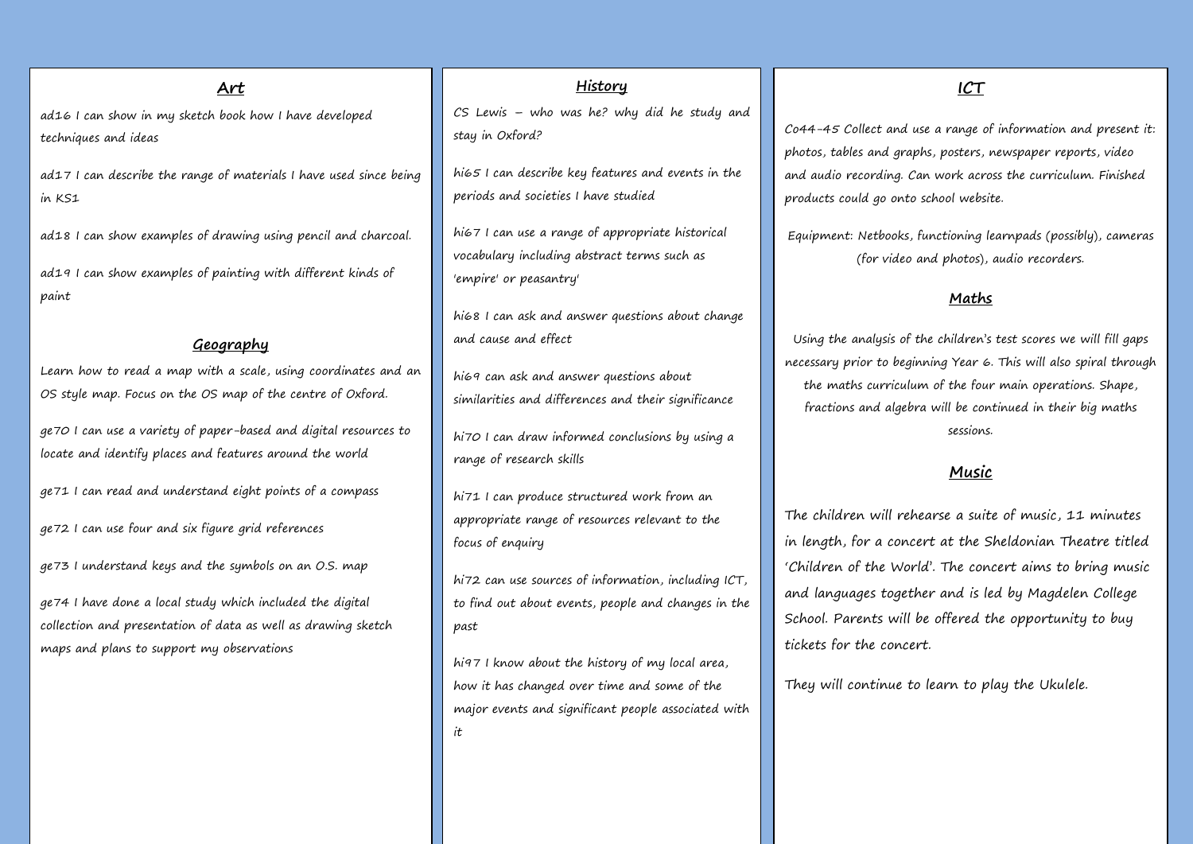## Art

ad16 I can show in my sketch book how I have developed techniques and ideas

ad17 I can describe the range of materials I have used since being in KS1

ad18 I can show examples of drawing using pencil and charcoal.

ad19 I can show examples of painting with different kinds of paint

## Geography

Learn how to read a map with a scale, using coordinates and an OS style map. Focus on the OS map of the centre of Oxford.

ge70 I can use a variety of paper-based and digital resources to locate and identify places and features around the world

ge71 I can read and understand eight points of a compass

ge72 I can use four and six figure grid references

ge73 I understand keys and the symbols on an O.S. map

ge74 I have done a local study which included the digital collection and presentation of data as well as drawing sketch maps and plans to support my observations

## History

CS Lewis – who was he? why did he study and stay in Oxford?

hi65 I can describe key features and events in the periods and societies I have studied

hi67 I can use a range of appropriate historical vocabulary including abstract terms such as 'empire' or peasantry'

hi68 I can ask and answer questions about change and cause and effect

hi69 can ask and answer questions about similarities and differences and their significance

hi70 I can draw informed conclusions by using a range of research skills

hi71 I can produce structured work from an appropriate range of resources relevant to the focus of enquiry

hi72 can use sources of information, including ICT, to find out about events, people and changes in the past

hi97 I know about the history of my local area, how it has changed over time and some of the major events and significant people associated with it

## ICT

Co44-45 Collect and use a range of information and present it: photos, tables and graphs, posters, newspaper reports, video and audio recording. Can work across the curriculum. Finished products could go onto school website.

Equipment: Netbooks, functioning learnpads (possibly), cameras (for video and photos), audio recorders.

## Maths

Using the analysis of the children's test scores we will fill gaps necessary prior to beginning Year 6. This will also spiral through the maths curriculum of the four main operations. Shape, fractions and algebra will be continued in their big maths sessions.

## Music

The children will rehearse a suite of music, 11 minutes in length, for a concert at the Sheldonian Theatre titled 'Children of the World'. The concert aims to bring music and languages together and is led by Magdelen College School. Parents will be offered the opportunity to buy tickets for the concert.

They will continue to learn to play the Ukulele.